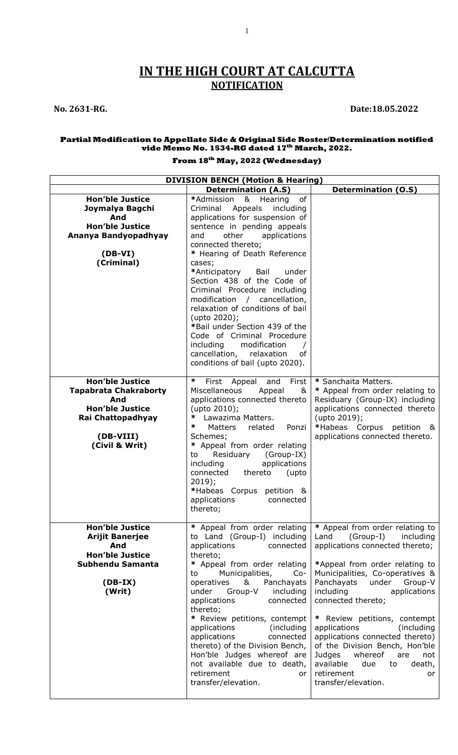# IN THE HIGH COURT AT CALCUTTA

## NOTIFICATION

**No. 2631-RG.** **Date:18.05.2022**

**Partial Modification to Appellate Side & Original Side Roster/Determination notified vide Memo No. 1534-RG dated 17th March, 2022.**

**From 18th May, 2022 (Wednesday)**

| DIVISION BENCH (Motion & Hearing) | | |
|---|---|---|
| | **Determination (A.S)** | **Determination (O.S)** |
| **Hon'ble Justice Joymalya Bagchi And Hon'ble Justice Ananya Bandyopadhyay**<br><br>**(DB-VI)**<br>**(Criminal)** | *Admission & Hearing of Criminal Appeals including applications for suspension of sentence in pending appeals and other applications connected thereto;<br>* Hearing of Death Reference cases;<br>*Anticipatory Bail under Section 438 of the Code of Criminal Procedure including modification / cancellation, relaxation of conditions of bail (upto 2020);<br>*Bail under Section 439 of the Code of Criminal Procedure including modification / cancellation, relaxation of conditions of bail (upto 2020). | |
| **Hon'ble Justice Tapabrata Chakraborty And Hon'ble Justice Rai Chattopadhyay**<br><br>**(DB-VIII)**<br>**(Civil & Writ)** | * First Appeal and First Miscellaneous Appeal & applications connected thereto (upto 2010);<br>* Lawazima Matters.<br>* Matters related Ponzi Schemes;<br>* Appeal from order relating to Residuary (Group-IX) including applications connected thereto (upto 2019);<br>*Habeas Corpus petition & applications connected thereto; | * Sanchaita Matters.<br>* Appeal from order relating to Residuary (Group-IX) including applications connected thereto (upto 2019);<br>*Habeas Corpus petition & applications connected thereto. |
| **Hon'ble Justice Arijit Banerjee And Hon'ble Justice Subhendu Samanta**<br><br>**(DB-IX)**<br>**(Writ)** | * Appeal from order relating to Land (Group-I) including applications connected thereto;<br>* Appeal from order relating to Municipalities, Co-operatives & Panchayats under Group-V including applications connected thereto;<br>* Review petitions, contempt applications (including applications connected thereto) of the Division Bench, Hon'ble Judges whereof are not available due to death, retirement or transfer/elevation. | * Appeal from order relating to Land (Group-I) including applications connected thereto;<br>*Appeal from order relating to Municipalities, Co-operatives & Panchayats under Group-V including applications connected thereto;<br>* Review petitions, contempt applications (including applications connected thereto) of the Division Bench, Hon'ble Judges whereof are not available due to death, retirement or transfer/elevation. |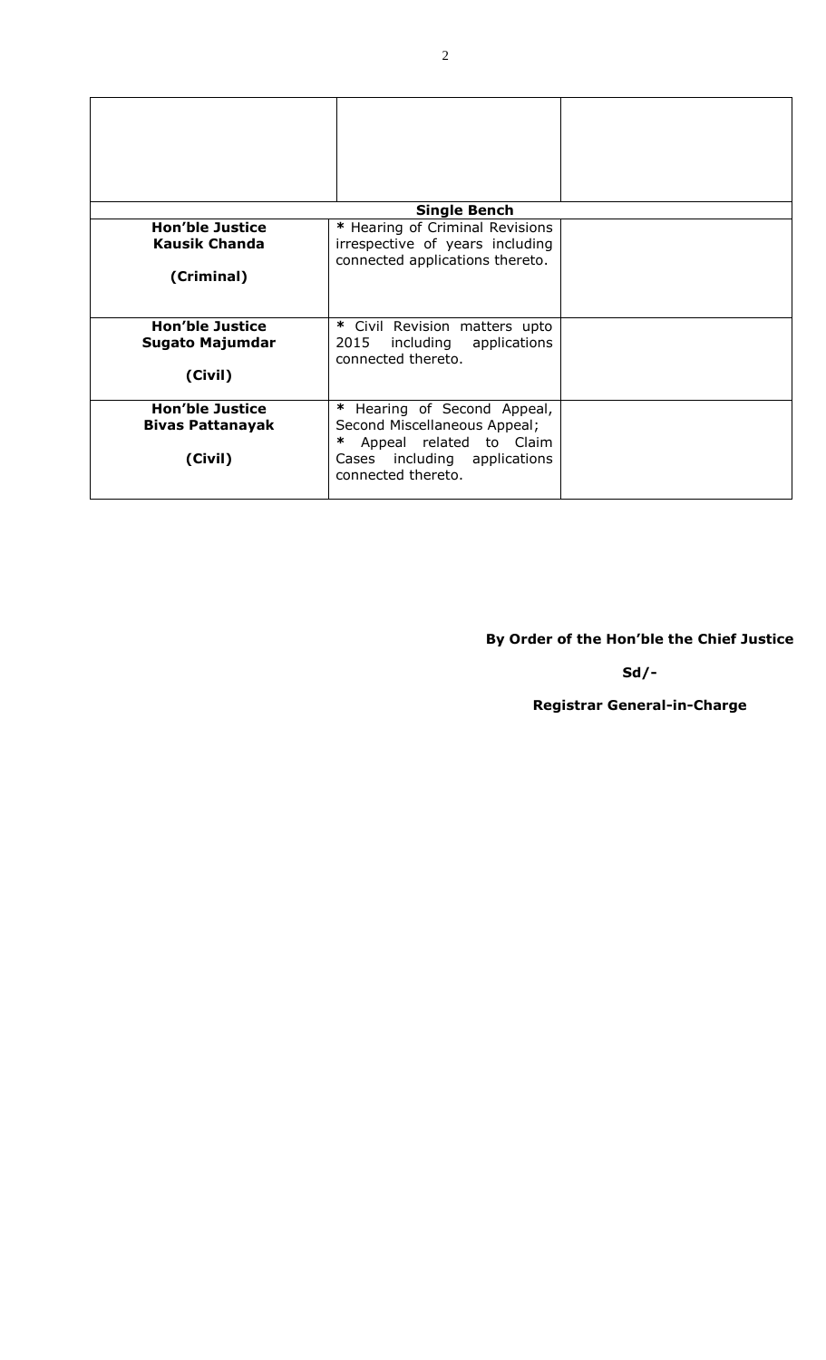| | | |
|---|---|---|
| | | |
| **Single Bench** | | |
| **Hon'ble Justice Kausik Chanda (Criminal)** | * Hearing of Criminal Revisions irrespective of years including connected applications thereto. | |
| **Hon'ble Justice Sugato Majumdar (Civil)** | * Civil Revision matters upto 2015 including applications connected thereto. | |
| **Hon'ble Justice Bivas Pattanayak (Civil)** | * Hearing of Second Appeal, Second Miscellaneous Appeal;<br>* Appeal related to Claim Cases including applications connected thereto. | |

**By Order of the Hon'ble the Chief Justice**

**Sd/-**

**Registrar General-in-Charge**